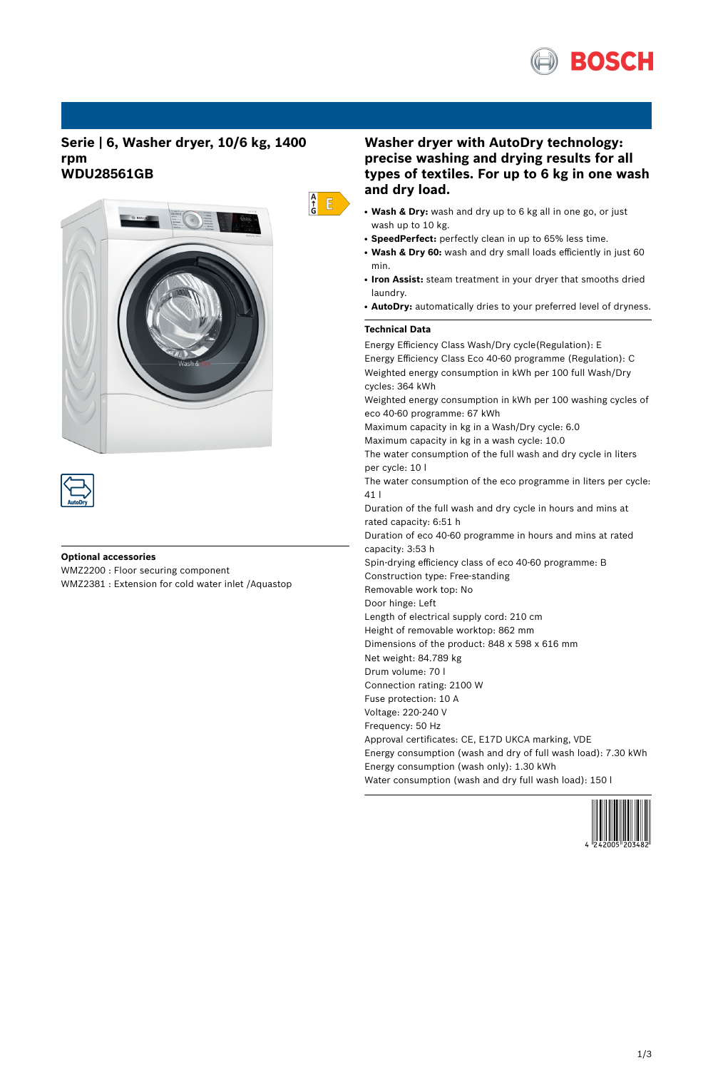# Serie | 6, Washer dryer, 10/6 kg, 1400 rpm
# WDU28561GB

## Optional accessories

WMZ2200 : Floor securing component
WMZ2381 : Extension for cold water inlet /Aquastop

## Washer dryer with AutoDry technology: precise washing and drying results for all types of textiles. For up to 6 kg in one wash and dry load.

- **Wash & Dry:** wash and dry up to 6 kg all in one go, or just wash up to 10 kg.
- **SpeedPerfect:** perfectly clean in up to 65% less time.
- **Wash & Dry 60:** wash and dry small loads efficiently in just 60 min.
- **Iron Assist:** steam treatment in your dryer that smooths dried laundry.
- **AutoDry:** automatically dries to your preferred level of dryness.

### Technical Data

Energy Efficiency Class Wash/Dry cycle(Regulation): E
Energy Efficiency Class Eco 40-60 programme (Regulation): C
Weighted energy consumption in kWh per 100 full Wash/Dry cycles: 364 kWh
Weighted energy consumption in kWh per 100 washing cycles of eco 40-60 programme: 67 kWh
Maximum capacity in kg in a Wash/Dry cycle: 6.0
Maximum capacity in kg in a wash cycle: 10.0
The water consumption of the full wash and dry cycle in liters per cycle: 10 l
The water consumption of the eco programme in liters per cycle: 41 l
Duration of the full wash and dry cycle in hours and mins at rated capacity: 6:51 h
Duration of eco 40-60 programme in hours and mins at rated capacity: 3:53 h
Spin-drying efficiency class of eco 40-60 programme: B
Construction type: Free-standing
Removable work top: No
Door hinge: Left
Length of electrical supply cord: 210 cm
Height of removable worktop: 862 mm
Dimensions of the product: 848 x 598 x 616 mm
Net weight: 84.789 kg
Drum volume: 70 l
Connection rating: 2100 W
Fuse protection: 10 A
Voltage: 220-240 V
Frequency: 50 Hz
Approval certificates: CE, E17D UKCA marking, VDE
Energy consumption (wash and dry of full wash load): 7.30 kWh
Energy consumption (wash only): 1.30 kWh
Water consumption (wash and dry full wash load): 150 l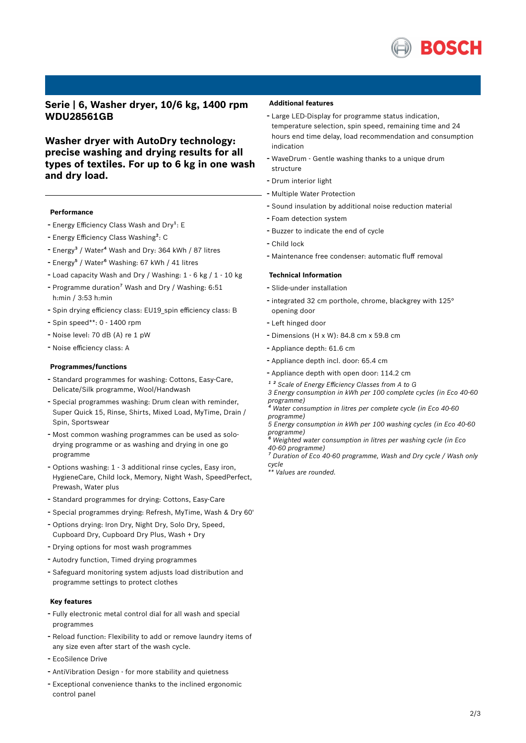# Serie | 6, Washer dryer, 10/6 kg, 1400 rpm WDU28561GB

## Washer dryer with AutoDry technology: precise washing and drying results for all types of textiles. For up to 6 kg in one wash and dry load.

### Performance

- Energy Efficiency Class Wash and Dry[1]: E
- Energy Efficiency Class Washing[2]: C
- Energy[3] / Water[4] Wash and Dry: 364 kWh / 87 litres
- Energy[5] / Water[6] Washing: 67 kWh / 41 litres
- Load capacity Wash and Dry / Washing: 1 - 6 kg / 1 - 10 kg
- Programme duration[7] Wash and Dry / Washing: 6:51 h:min / 3:53 h:min
- Spin drying efficiency class: EU19_spin efficiency class: B
- Spin speed**: 0 - 1400 rpm
- Noise level: 70 dB (A) re 1 pW
- Noise efficiency class: A

### Programmes/functions

- Standard programmes for washing: Cottons, Easy-Care, Delicate/Silk programme, Wool/Handwash
- Special programmes washing: Drum clean with reminder, Super Quick 15, Rinse, Shirts, Mixed Load, MyTime, Drain / Spin, Sportswear
- Most common washing programmes can be used as solo-drying programme or as washing and drying in one go programme
- Options washing: 1 - 3 additional rinse cycles, Easy iron, HygieneCare, Child lock, Memory, Night Wash, SpeedPerfect, Prewash, Water plus
- Standard programmes for drying: Cottons, Easy-Care
- Special programmes drying: Refresh, MyTime, Wash & Dry 60'
- Options drying: Iron Dry, Night Dry, Solo Dry, Speed, Cupboard Dry, Cupboard Dry Plus, Wash + Dry
- Drying options for most wash programmes
- Autodry function, Timed drying programmes
- Safeguard monitoring system adjusts load distribution and programme settings to protect clothes

### Key features

- Fully electronic metal control dial for all wash and special programmes
- Reload function: Flexibility to add or remove laundry items of any size even after start of the wash cycle.
- EcoSilence Drive
- AntiVibration Design - for more stability and quietness
- Exceptional convenience thanks to the inclined ergonomic control panel

### Additional features

- Large LED-Display for programme status indication, temperature selection, spin speed, remaining time and 24 hours end time delay, load recommendation and consumption indication
- WaveDrum - Gentle washing thanks to a unique drum structure
- Drum interior light
- Multiple Water Protection
- Sound insulation by additional noise reduction material
- Foam detection system
- Buzzer to indicate the end of cycle
- Child lock
- Maintenance free condenser: automatic fluff removal

### Technical Information

- Slide-under installation
- integrated 32 cm porthole, chrome, blackgrey with 125° opening door
- Left hinged door
- Dimensions (H x W): 84.8 cm x 59.8 cm
- Appliance depth: 61.6 cm
- Appliance depth incl. door: 65.4 cm
- Appliance depth with open door: 114.2 cm

*[1] [2] Scale of Energy Efficiency Classes from A to G*
*3 Energy consumption in kWh per 100 complete cycles (in Eco 40-60 programme)*
*[4] Water consumption in litres per complete cycle (in Eco 40-60 programme)*
*5 Energy consumption in kWh per 100 washing cycles (in Eco 40-60 programme)*
*[6] Weighted water consumption in litres per washing cycle (in Eco 40-60 programme)*
*[7] Duration of Eco 40-60 programme, Wash and Dry cycle / Wash only cycle*
*** Values are rounded.*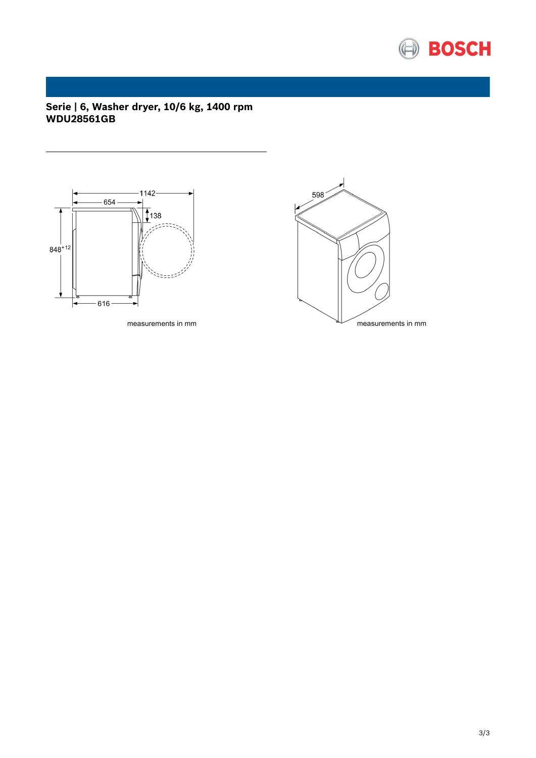**Serie | 6, Washer dryer, 10/6 kg, 1400 rpm**
**WDU28561GB**

1142
654
138
848+12
616

measurements in mm

598

measurements in mm